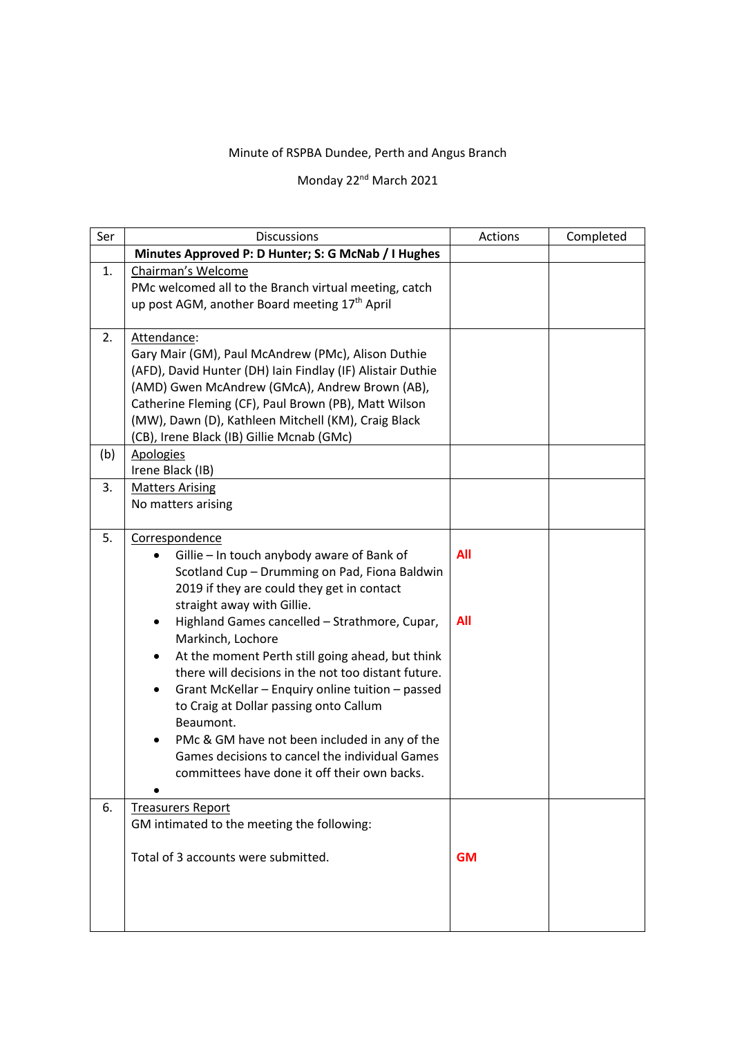Minute of RSPBA Dundee, Perth and Angus Branch

Monday 22nd March 2021

| Ser | Discussions | Actions | Completed |
|---|---|---|---|
| | **Minutes Approved P: D Hunter; S: G McNab / I Hughes** | | |
| 1. | Chairman's Welcome<br>PMc welcomed all to the Branch virtual meeting, catch up post AGM, another Board meeting 17th April | | |
| 2. | Attendance:<br>Gary Mair (GM), Paul McAndrew (PMc), Alison Duthie (AFD), David Hunter (DH) Iain Findlay (IF) Alistair Duthie (AMD) Gwen McAndrew (GMcA), Andrew Brown (AB), Catherine Fleming (CF), Paul Brown (PB), Matt Wilson (MW), Dawn (D), Kathleen Mitchell (KM), Craig Black (CB), Irene Black (IB) Gillie Mcnab (GMc) | | |
| (b) | Apologies<br>Irene Black (IB) | | |
| 3. | Matters Arising<br>No matters arising | | |
| 5. | Correspondence<br>• Gillie – In touch anybody aware of Bank of Scotland Cup – Drumming on Pad, Fiona Baldwin 2019 if they are could they get in contact straight away with Gillie.<br>• Highland Games cancelled – Strathmore, Cupar, Markinch, Lochore<br>• At the moment Perth still going ahead, but think there will decisions in the not too distant future.<br>• Grant McKellar – Enquiry online tuition – passed to Craig at Dollar passing onto Callum Beaumont.<br>• PMc & GM have not been included in any of the Games decisions to cancel the individual Games committees have done it off their own backs.<br>• | **All**<br><br><br><br>**All** | |
| 6. | Treasurers Report<br>GM intimated to the meeting the following:<br><br>Total of 3 accounts were submitted. | **GM** | |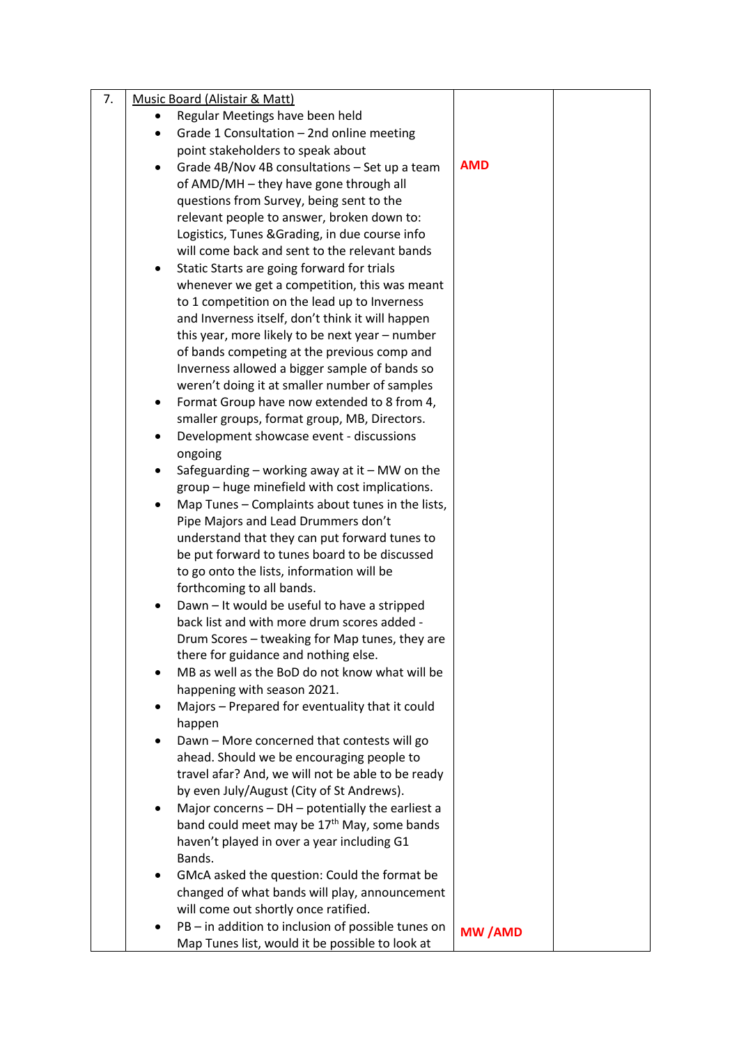| 7. | <u>Music Board (Alistair & Matt)</u><br>• Regular Meetings have been held<br>• Grade 1 Consultation – 2nd online meeting point stakeholders to speak about<br>• Grade 4B/Nov 4B consultations – Set up a team of AMD/MH – they have gone through all questions from Survey, being sent to the relevant people to answer, broken down to: Logistics, Tunes &Grading, in due course info will come back and sent to the relevant bands<br>• Static Starts are going forward for trials whenever we get a competition, this was meant to 1 competition on the lead up to Inverness and Inverness itself, don't think it will happen this year, more likely to be next year – number of bands competing at the previous comp and Inverness allowed a bigger sample of bands so weren't doing it at smaller number of samples<br>• Format Group have now extended to 8 from 4, smaller groups, format group, MB, Directors.<br>• Development showcase event - discussions ongoing<br>• Safeguarding – working away at it – MW on the group – huge minefield with cost implications.<br>• Map Tunes – Complaints about tunes in the lists, Pipe Majors and Lead Drummers don't understand that they can put forward tunes to be put forward to tunes board to be discussed to go onto the lists, information will be forthcoming to all bands.<br>• Dawn – It would be useful to have a stripped back list and with more drum scores added - Drum Scores – tweaking for Map tunes, they are there for guidance and nothing else.<br>• MB as well as the BoD do not know what will be happening with season 2021.<br>• Majors – Prepared for eventuality that it could happen<br>• Dawn – More concerned that contests will go ahead. Should we be encouraging people to travel afar? And, we will not be able to be ready by even July/August (City of St Andrews).<br>• Major concerns – DH – potentially the earliest a band could meet may be 17th May, some bands haven't played in over a year including G1 Bands.<br>• GMcA asked the question: Could the format be changed of what bands will play, announcement will come out shortly once ratified.<br>• PB – in addition to inclusion of possible tunes on Map Tunes list, would it be possible to look at | **AMD**<br><br><br><br><br><br><br><br><br><br><br><br><br><br><br><br><br><br><br><br><br><br><br><br><br><br><br><br><br><br><br><br><br><br><br><br><br><br><br><br><br><br><br><br><br><br><br><br>**MW /AMD** | |
|---|---|---|---|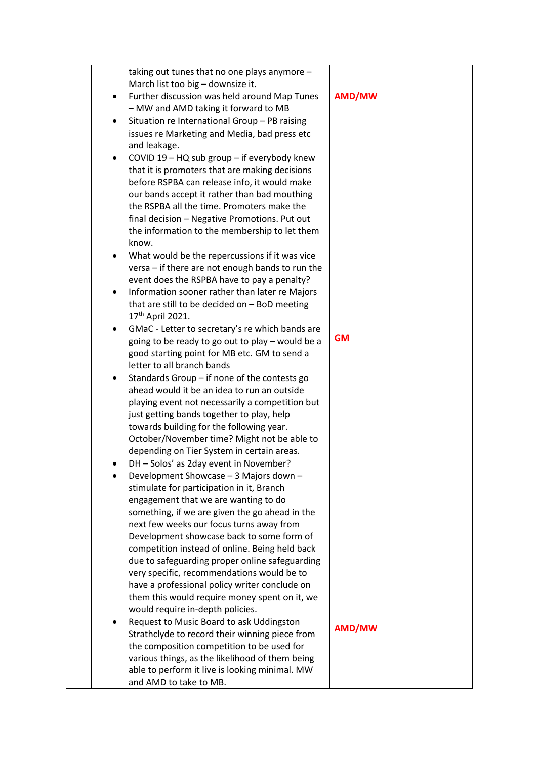| | | | |
|---|---|---|---|
| | taking out tunes that no one plays anymore – March list too big – downsize it.<br>• Further discussion was held around Map Tunes – MW and AMD taking it forward to MB<br>• Situation re International Group – PB raising issues re Marketing and Media, bad press etc and leakage.<br>• COVID 19 – HQ sub group – if everybody knew that it is promoters that are making decisions before RSPBA can release info, it would make our bands accept it rather than bad mouthing the RSPBA all the time. Promoters make the final decision – Negative Promotions. Put out the information to the membership to let them know.<br>• What would be the repercussions if it was vice versa – if there are not enough bands to run the event does the RSPBA have to pay a penalty?<br>• Information sooner rather than later re Majors that are still to be decided on – BoD meeting 17th April 2021.<br>• GMaC - Letter to secretary's re which bands are going to be ready to go out to play – would be a good starting point for MB etc. GM to send a letter to all branch bands<br>• Standards Group – if none of the contests go ahead would it be an idea to run an outside playing event not necessarily a competition but just getting bands together to play, help towards building for the following year. October/November time? Might not be able to depending on Tier System in certain areas.<br>• DH – Solos' as 2day event in November?<br>• Development Showcase – 3 Majors down – stimulate for participation in it, Branch engagement that we are wanting to do something, if we are given the go ahead in the next few weeks our focus turns away from Development showcase back to some form of competition instead of online. Being held back due to safeguarding proper online safeguarding very specific, recommendations would be to have a professional policy writer conclude on them this would require money spent on it, we would require in-depth policies.<br>• Request to Music Board to ask Uddingston Strathclyde to record their winning piece from the composition competition to be used for various things, as the likelihood of them being able to perform it live is looking minimal. MW and AMD to take to MB. | **AMD/MW**<br><br>**GM**<br><br>**AMD/MW** | |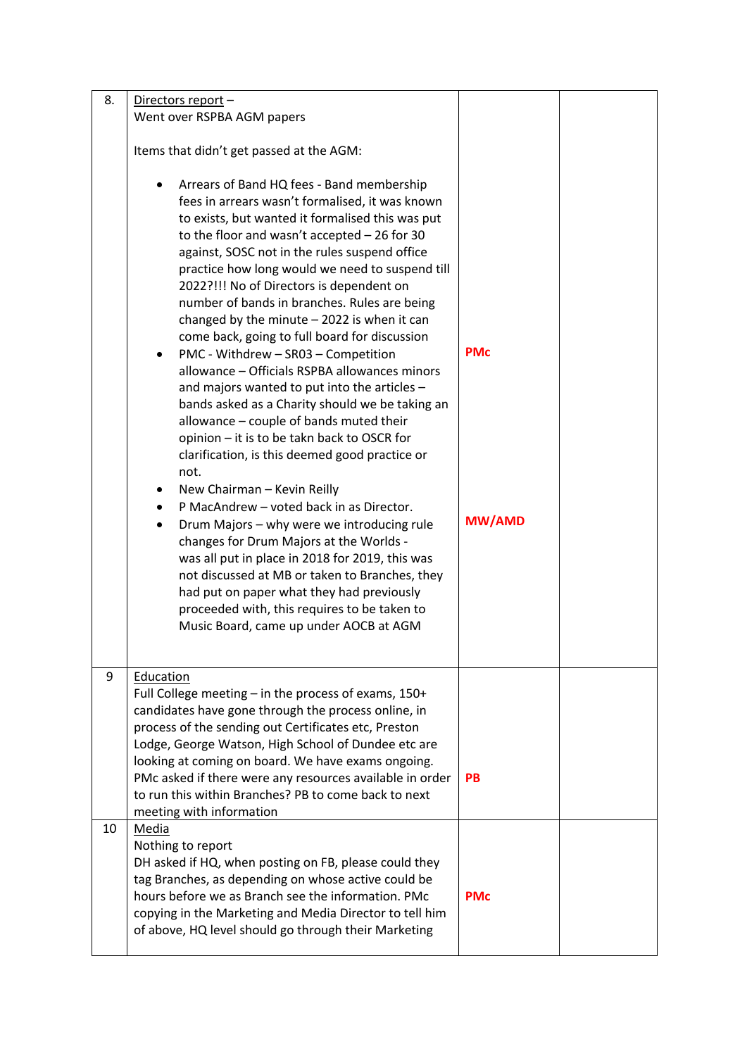| | | | |
|---|---|---|---|
| 8. | <u>Directors report</u> – Went over RSPBA AGM papers<br><br>Items that didn't get passed at the AGM:<br><br>• Arrears of Band HQ fees - Band membership fees in arrears wasn't formalised, it was known to exists, but wanted it formalised this was put to the floor and wasn't accepted – 26 for 30 against, SOSC not in the rules suspend office practice how long would we need to suspend till 2022?!!! No of Directors is dependent on number of bands in branches. Rules are being changed by the minute – 2022 is when it can come back, going to full board for discussion<br>• PMC - Withdrew – SR03 – Competition allowance – Officials RSPBA allowances minors and majors wanted to put into the articles – bands asked as a Charity should we be taking an allowance – couple of bands muted their opinion – it is to be takn back to OSCR for clarification, is this deemed good practice or not.<br>• New Chairman – Kevin Reilly<br>• P MacAndrew – voted back in as Director.<br>• Drum Majors – why were we introducing rule changes for Drum Majors at the Worlds - was all put in place in 2018 for 2019, this was not discussed at MB or taken to Branches, they had put on paper what they had previously proceeded with, this requires to be taken to Music Board, came up under AOCB at AGM | **PMc**<br><br>**MW/AMD** | |
| 9 | <u>Education</u><br>Full College meeting – in the process of exams, 150+ candidates have gone through the process online, in process of the sending out Certificates etc, Preston Lodge, George Watson, High School of Dundee etc are looking at coming on board. We have exams ongoing. PMc asked if there were any resources available in order to run this within Branches? PB to come back to next meeting with information | **PB** | |
| 10 | <u>Media</u><br>Nothing to report<br>DH asked if HQ, when posting on FB, please could they tag Branches, as depending on whose active could be hours before we as Branch see the information. PMc copying in the Marketing and Media Director to tell him of above, HQ level should go through their Marketing | **PMc** | |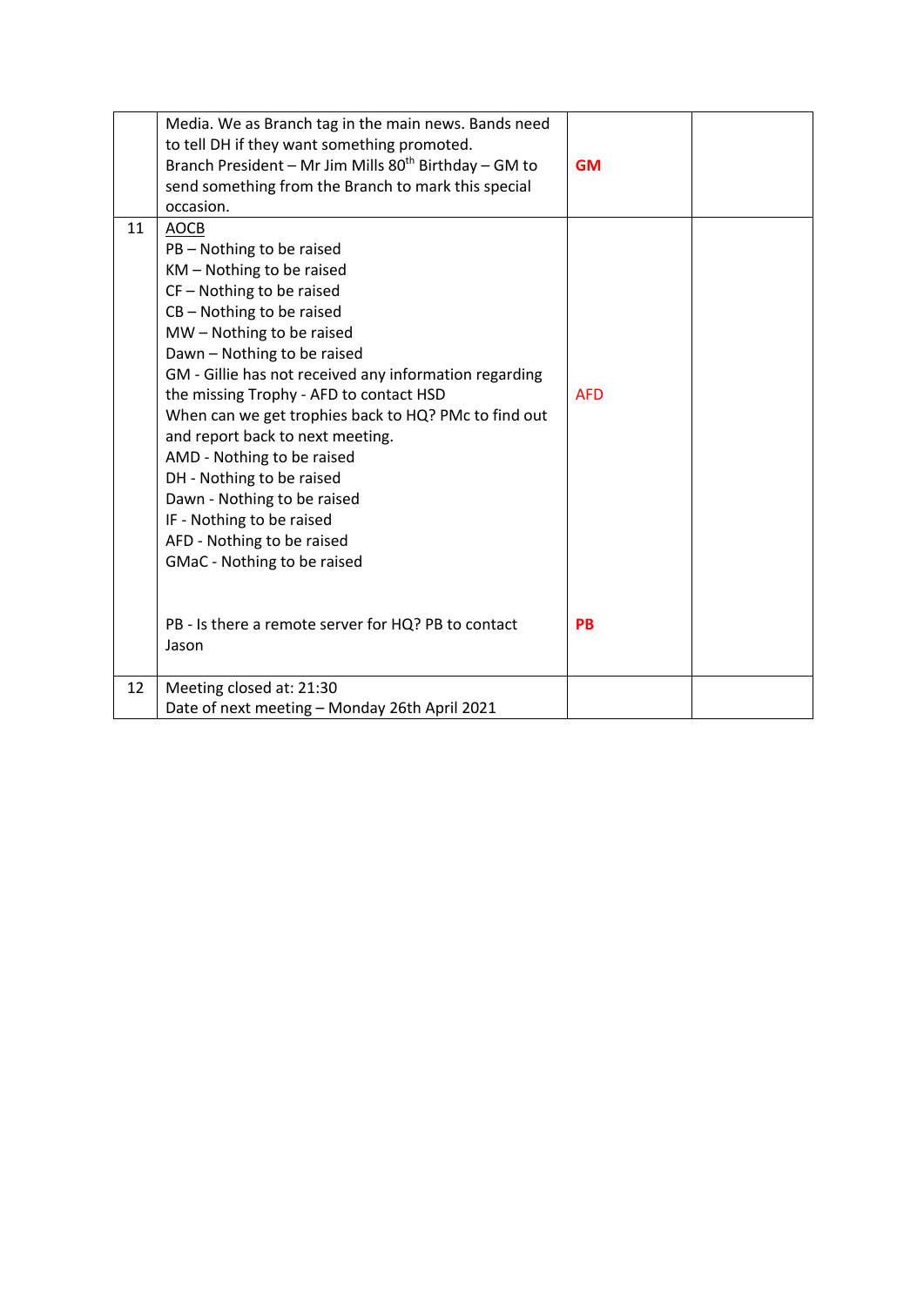| | | | |
|---|---|---|---|
| | Media. We as Branch tag in the main news. Bands need to tell DH if they want something promoted.<br>Branch President – Mr Jim Mills 80th Birthday – GM to send something from the Branch to mark this special occasion. | **GM** | |
| 11 | AOCB<br>PB – Nothing to be raised<br>KM – Nothing to be raised<br>CF – Nothing to be raised<br>CB – Nothing to be raised<br>MW – Nothing to be raised<br>Dawn – Nothing to be raised<br>GM - Gillie has not received any information regarding the missing Trophy - AFD to contact HSD<br>When can we get trophies back to HQ? PMc to find out and report back to next meeting.<br>AMD - Nothing to be raised<br>DH - Nothing to be raised<br>Dawn - Nothing to be raised<br>IF - Nothing to be raised<br>AFD - Nothing to be raised<br>GMaC - Nothing to be raised<br><br>PB - Is there a remote server for HQ? PB to contact Jason | AFD<br><br><br><br>**PB** | |
| 12 | Meeting closed at: 21:30<br>Date of next meeting – Monday 26th April 2021 | | |